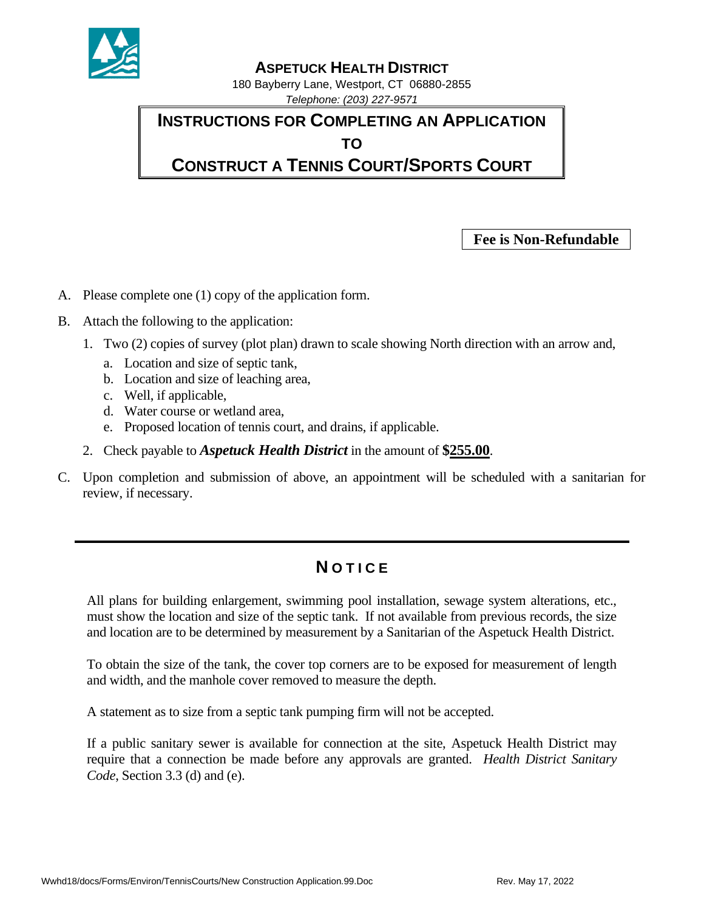# ASPETUCK HEALTH DISTRICT

180 Bayberry Lane, Westport, CT 06880-2855

*Telephone: (203) 227-9571*

## INSTRUCTIONS FOR COMPLETING AN APPLICATION TO CONSTRUCT A TENNIS COURT/SPORTS COURT

**Fee is Non-Refundable**

A. Please complete one (1) copy of the application form.

B. Attach the following to the application:

   1. Two (2) copies of survey (plot plan) drawn to scale showing North direction with an arrow and,
      a. Location and size of septic tank,
      b. Location and size of leaching area,
      c. Well, if applicable,
      d. Water course or wetland area,
      e. Proposed location of tennis court, and drains, if applicable.
   2. Check payable to ***Aspetuck Health District*** in the amount of **$255.00**.

C. Upon completion and submission of above, an appointment will be scheduled with a sanitarian for review, if necessary.

---

## NOTICE

All plans for building enlargement, swimming pool installation, sewage system alterations, etc., must show the location and size of the septic tank. If not available from previous records, the size and location are to be determined by measurement by a Sanitarian of the Aspetuck Health District.

To obtain the size of the tank, the cover top corners are to be exposed for measurement of length and width, and the manhole cover removed to measure the depth.

A statement as to size from a septic tank pumping firm will not be accepted.

If a public sanitary sewer is available for connection at the site, Aspetuck Health District may require that a connection be made before any approvals are granted. *Health District Sanitary Code*, Section 3.3 (d) and (e).

Wwhd18/docs/Forms/Environ/TennisCourts/New Construction Application.99.Doc Rev. May 17, 2022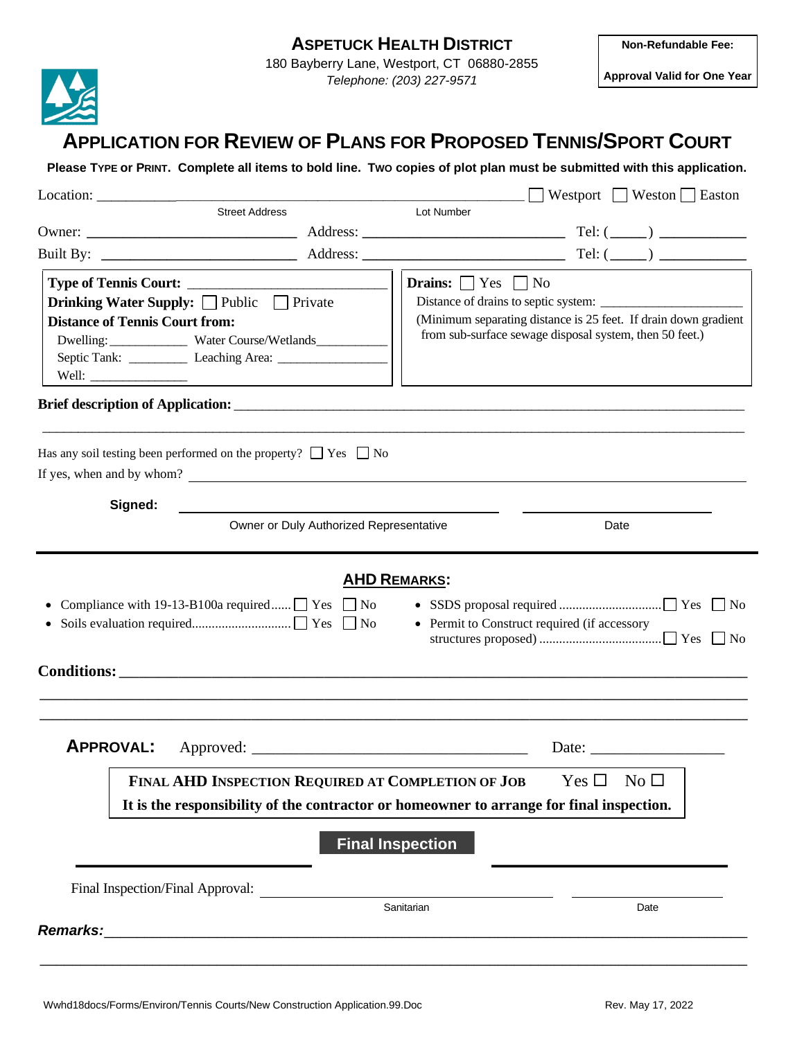**ASPETUCK HEALTH DISTRICT**
180 Bayberry Lane, Westport, CT 06880-2855
*Telephone: (203) 227-9571*

**Non-Refundable Fee:**

**Approval Valid for One Year**

# APPLICATION FOR REVIEW OF PLANS FOR PROPOSED TENNIS/SPORT COURT

**Please TYPE or PRINT. Complete all items to bold line. Two copies of plot plan must be submitted with this application.**

Location: ______________________________ ______________ ☐ Westport ☐ Weston ☐ Easton
Street Address — Lot Number

Owner: ____________________ Address: ____________________ Tel: (____) __________

Built By: ____________________ Address: ____________________ Tel: (____) __________

**Type of Tennis Court:** ____________________

**Drinking Water Supply:** ☐ Public ☐ Private

**Distance of Tennis Court from:**

Dwelling: __________ Water Course/Wetlands __________

Septic Tank: __________ Leaching Area: __________

Well: __________

**Drains:** ☐ Yes ☐ No

Distance of drains to septic system: ____________________

(Minimum separating distance is 25 feet. If drain down gradient from sub-surface sewage disposal system, then 50 feet.)

**Brief description of Application:** ______________________________________________

______________________________________________

Has any soil testing been performed on the property? ☐ Yes ☐ No

If yes, when and by whom? ______________________________________________

**Signed:** ______________________________ ____________________
Owner or Duly Authorized Representative — Date

---

## AHD REMARKS:

- Compliance with 19-13-B100a required...... ☐ Yes ☐ No
- Soils evaluation required............................ ☐ Yes ☐ No
- SSDS proposal required ............................. ☐ Yes ☐ No
- Permit to Construct required (if accessory structures proposed) .................................... ☐ Yes ☐ No

**Conditions:** ______________________________________________

______________________________________________

______________________________________________

**APPROVAL:** Approved: ______________________________ Date: ____________________

**FINAL AHD INSPECTION REQUIRED AT COMPLETION OF JOB** Yes ☐ No ☐

**It is the responsibility of the contractor or homeowner to arrange for final inspection.**

**Final Inspection**

Final Inspection/Final Approval: ______________________________ ____________________
Sanitarian — Date

***Remarks:*** ______________________________________________

______________________________________________

Wwhd18docs/Forms/Environ/Tennis Courts/New Construction Application.99.Doc — Rev. May 17, 2022